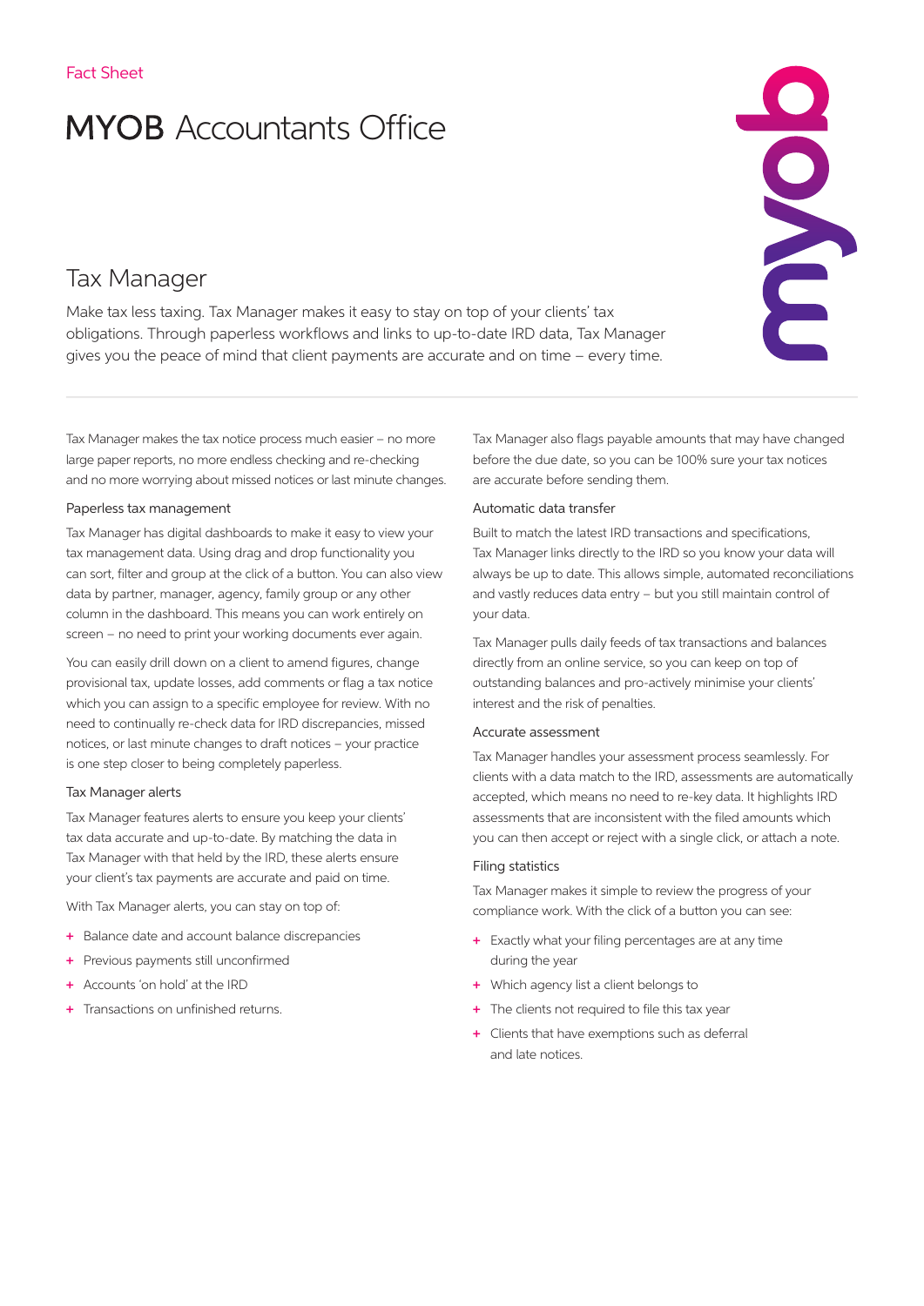Fact Sheet

# MYOB Accountants Office

## Tax Manager

Make tax less taxing. Tax Manager makes it easy to stay on top of your clients' tax obligations. Through paperless workflows and links to up-to-date IRD data, Tax Manager gives you the peace of mind that client payments are accurate and on time – every time.

Tax Manager makes the tax notice process much easier – no more large paper reports, no more endless checking and re-checking and no more worrying about missed notices or last minute changes.

### Paperless tax management

Tax Manager has digital dashboards to make it easy to view your tax management data. Using drag and drop functionality you can sort, filter and group at the click of a button. You can also view data by partner, manager, agency, family group or any other column in the dashboard. This means you can work entirely on screen – no need to print your working documents ever again.

You can easily drill down on a client to amend figures, change provisional tax, update losses, add comments or flag a tax notice which you can assign to a specific employee for review. With no need to continually re-check data for IRD discrepancies, missed notices, or last minute changes to draft notices – your practice is one step closer to being completely paperless.

### Tax Manager alerts

Tax Manager features alerts to ensure you keep your clients' tax data accurate and up-to-date. By matching the data in Tax Manager with that held by the IRD, these alerts ensure your client's tax payments are accurate and paid on time.

With Tax Manager alerts, you can stay on top of:

+ Balance date and account balance discrepancies
+ Previous payments still unconfirmed
+ Accounts 'on hold' at the IRD
+ Transactions on unfinished returns.

Tax Manager also flags payable amounts that may have changed before the due date, so you can be 100% sure your tax notices are accurate before sending them.

### Automatic data transfer

Built to match the latest IRD transactions and specifications, Tax Manager links directly to the IRD so you know your data will always be up to date. This allows simple, automated reconciliations and vastly reduces data entry – but you still maintain control of your data.

Tax Manager pulls daily feeds of tax transactions and balances directly from an online service, so you can keep on top of outstanding balances and pro-actively minimise your clients' interest and the risk of penalties.

### Accurate assessment

Tax Manager handles your assessment process seamlessly. For clients with a data match to the IRD, assessments are automatically accepted, which means no need to re-key data. It highlights IRD assessments that are inconsistent with the filed amounts which you can then accept or reject with a single click, or attach a note.

### Filing statistics

Tax Manager makes it simple to review the progress of your compliance work. With the click of a button you can see:

+ Exactly what your filing percentages are at any time during the year
+ Which agency list a client belongs to
+ The clients not required to file this tax year
+ Clients that have exemptions such as deferral and late notices.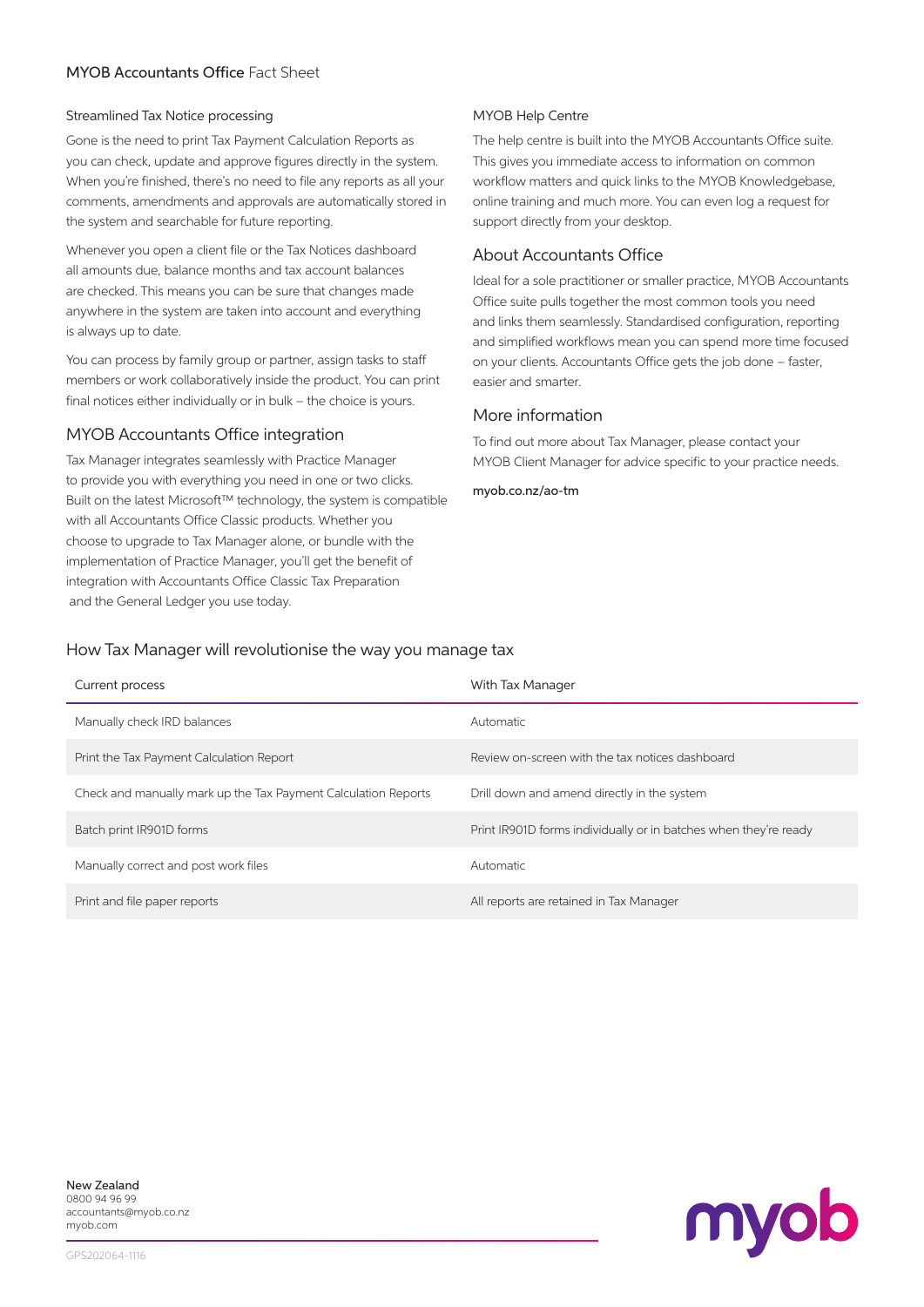### Streamlined Tax Notice processing

Gone is the need to print Tax Payment Calculation Reports as you can check, update and approve figures directly in the system. When you're finished, there's no need to file any reports as all your comments, amendments and approvals are automatically stored in the system and searchable for future reporting.

Whenever you open a client file or the Tax Notices dashboard all amounts due, balance months and tax account balances are checked. This means you can be sure that changes made anywhere in the system are taken into account and everything is always up to date.

You can process by family group or partner, assign tasks to staff members or work collaboratively inside the product. You can print final notices either individually or in bulk – the choice is yours.

## MYOB Accountants Office integration

Tax Manager integrates seamlessly with Practice Manager to provide you with everything you need in one or two clicks. Built on the latest Microsoft™ technology, the system is compatible with all Accountants Office Classic products. Whether you choose to upgrade to Tax Manager alone, or bundle with the implementation of Practice Manager, you'll get the benefit of integration with Accountants Office Classic Tax Preparation and the General Ledger you use today.

### MYOB Help Centre

The help centre is built into the MYOB Accountants Office suite. This gives you immediate access to information on common workflow matters and quick links to the MYOB Knowledgebase, online training and much more. You can even log a request for support directly from your desktop.

## About Accountants Office

Ideal for a sole practitioner or smaller practice, MYOB Accountants Office suite pulls together the most common tools you need and links them seamlessly. Standardised configuration, reporting and simplified workflows mean you can spend more time focused on your clients. Accountants Office gets the job done – faster, easier and smarter.

## More information

To find out more about Tax Manager, please contact your MYOB Client Manager for advice specific to your practice needs.

**myob.co.nz/ao-tm**

## How Tax Manager will revolutionise the way you manage tax

| Current process | With Tax Manager |
|---|---|
| Manually check IRD balances | Automatic |
| Print the Tax Payment Calculation Report | Review on-screen with the tax notices dashboard |
| Check and manually mark up the Tax Payment Calculation Reports | Drill down and amend directly in the system |
| Batch print IR901D forms | Print IR901D forms individually or in batches when they're ready |
| Manually correct and post work files | Automatic |
| Print and file paper reports | All reports are retained in Tax Manager |

**New Zealand**
0800 94 96 99
accountants@myob.co.nz
myob.com

GPS202064-1116